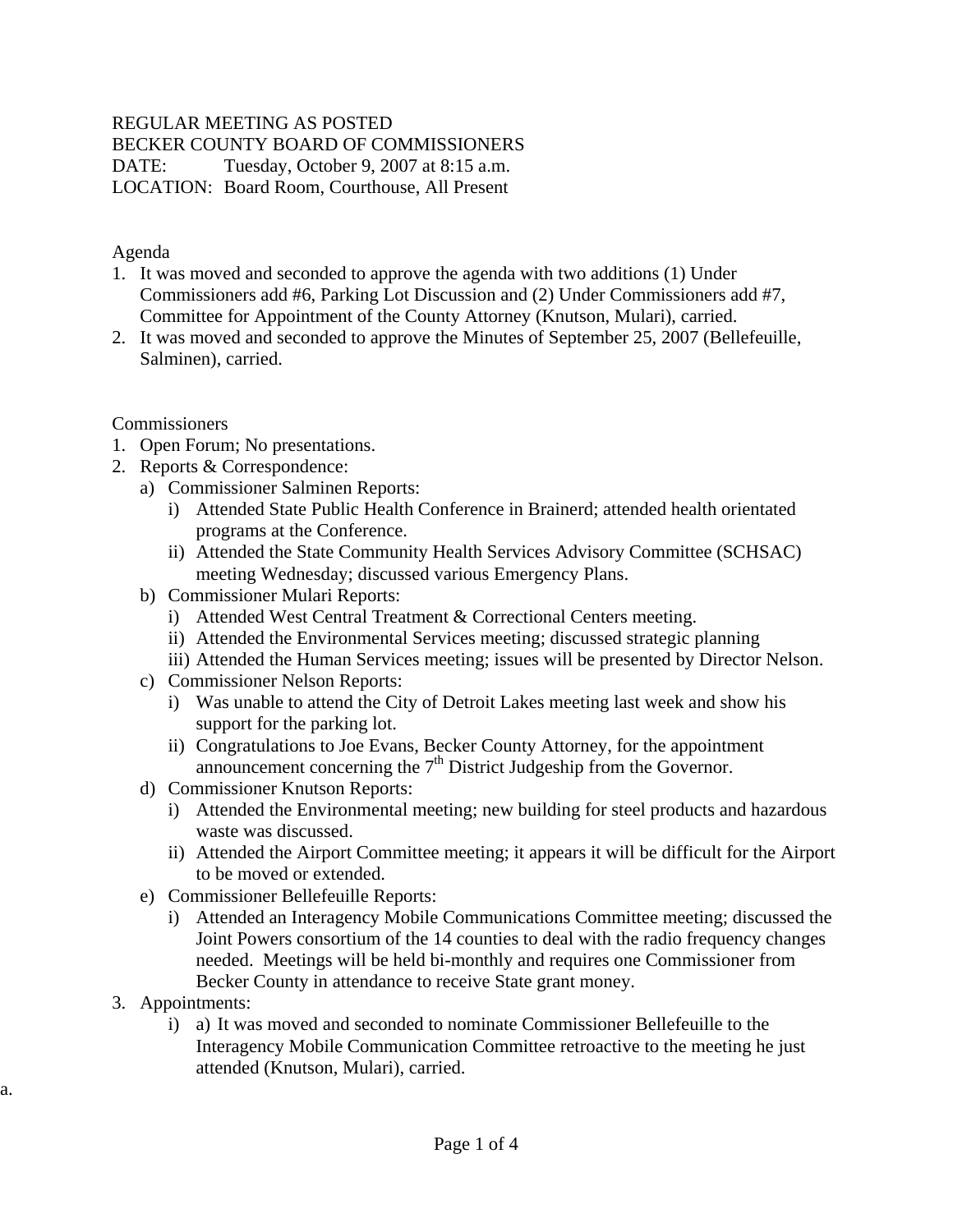REGULAR MEETING AS POSTED
BECKER COUNTY BOARD OF COMMISSIONERS
DATE: Tuesday, October 9, 2007 at 8:15 a.m.
LOCATION: Board Room, Courthouse, All Present

Agenda

1. It was moved and seconded to approve the agenda with two additions (1) Under Commissioners add #6, Parking Lot Discussion and (2) Under Commissioners add #7, Committee for Appointment of the County Attorney (Knutson, Mulari), carried.
2. It was moved and seconded to approve the Minutes of September 25, 2007 (Bellefeuille, Salminen), carried.

Commissioners

1. Open Forum; No presentations.
2. Reports & Correspondence:
   a) Commissioner Salminen Reports:
      i) Attended State Public Health Conference in Brainerd; attended health orientated programs at the Conference.
      ii) Attended the State Community Health Services Advisory Committee (SCHSAC) meeting Wednesday; discussed various Emergency Plans.
   b) Commissioner Mulari Reports:
      i) Attended West Central Treatment & Correctional Centers meeting.
      ii) Attended the Environmental Services meeting; discussed strategic planning
      iii) Attended the Human Services meeting; issues will be presented by Director Nelson.
   c) Commissioner Nelson Reports:
      i) Was unable to attend the City of Detroit Lakes meeting last week and show his support for the parking lot.
      ii) Congratulations to Joe Evans, Becker County Attorney, for the appointment announcement concerning the 7th District Judgeship from the Governor.
   d) Commissioner Knutson Reports:
      i) Attended the Environmental meeting; new building for steel products and hazardous waste was discussed.
      ii) Attended the Airport Committee meeting; it appears it will be difficult for the Airport to be moved or extended.
   e) Commissioner Bellefeuille Reports:
      i) Attended an Interagency Mobile Communications Committee meeting; discussed the Joint Powers consortium of the 14 counties to deal with the radio frequency changes needed. Meetings will be held bi-monthly and requires one Commissioner from Becker County in attendance to receive State grant money.
3. Appointments:
      i) a) It was moved and seconded to nominate Commissioner Bellefeuille to the Interagency Mobile Communication Committee retroactive to the meeting he just attended (Knutson, Mulari), carried.

a.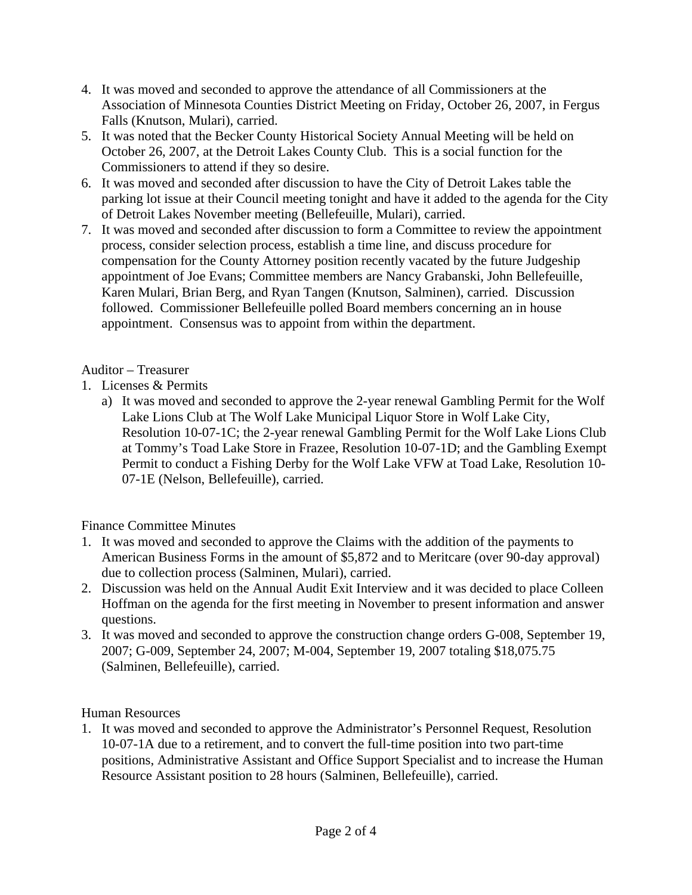4. It was moved and seconded to approve the attendance of all Commissioners at the Association of Minnesota Counties District Meeting on Friday, October 26, 2007, in Fergus Falls (Knutson, Mulari), carried.
5. It was noted that the Becker County Historical Society Annual Meeting will be held on October 26, 2007, at the Detroit Lakes County Club. This is a social function for the Commissioners to attend if they so desire.
6. It was moved and seconded after discussion to have the City of Detroit Lakes table the parking lot issue at their Council meeting tonight and have it added to the agenda for the City of Detroit Lakes November meeting (Bellefeuille, Mulari), carried.
7. It was moved and seconded after discussion to form a Committee to review the appointment process, consider selection process, establish a time line, and discuss procedure for compensation for the County Attorney position recently vacated by the future Judgeship appointment of Joe Evans; Committee members are Nancy Grabanski, John Bellefeuille, Karen Mulari, Brian Berg, and Ryan Tangen (Knutson, Salminen), carried. Discussion followed. Commissioner Bellefeuille polled Board members concerning an in house appointment. Consensus was to appoint from within the department.

Auditor – Treasurer

1. Licenses & Permits
   a) It was moved and seconded to approve the 2-year renewal Gambling Permit for the Wolf Lake Lions Club at The Wolf Lake Municipal Liquor Store in Wolf Lake City, Resolution 10-07-1C; the 2-year renewal Gambling Permit for the Wolf Lake Lions Club at Tommy's Toad Lake Store in Frazee, Resolution 10-07-1D; and the Gambling Exempt Permit to conduct a Fishing Derby for the Wolf Lake VFW at Toad Lake, Resolution 10-07-1E (Nelson, Bellefeuille), carried.

Finance Committee Minutes

1. It was moved and seconded to approve the Claims with the addition of the payments to American Business Forms in the amount of $5,872 and to Meritcare (over 90-day approval) due to collection process (Salminen, Mulari), carried.
2. Discussion was held on the Annual Audit Exit Interview and it was decided to place Colleen Hoffman on the agenda for the first meeting in November to present information and answer questions.
3. It was moved and seconded to approve the construction change orders G-008, September 19, 2007; G-009, September 24, 2007; M-004, September 19, 2007 totaling $18,075.75 (Salminen, Bellefeuille), carried.

Human Resources

1. It was moved and seconded to approve the Administrator's Personnel Request, Resolution 10-07-1A due to a retirement, and to convert the full-time position into two part-time positions, Administrative Assistant and Office Support Specialist and to increase the Human Resource Assistant position to 28 hours (Salminen, Bellefeuille), carried.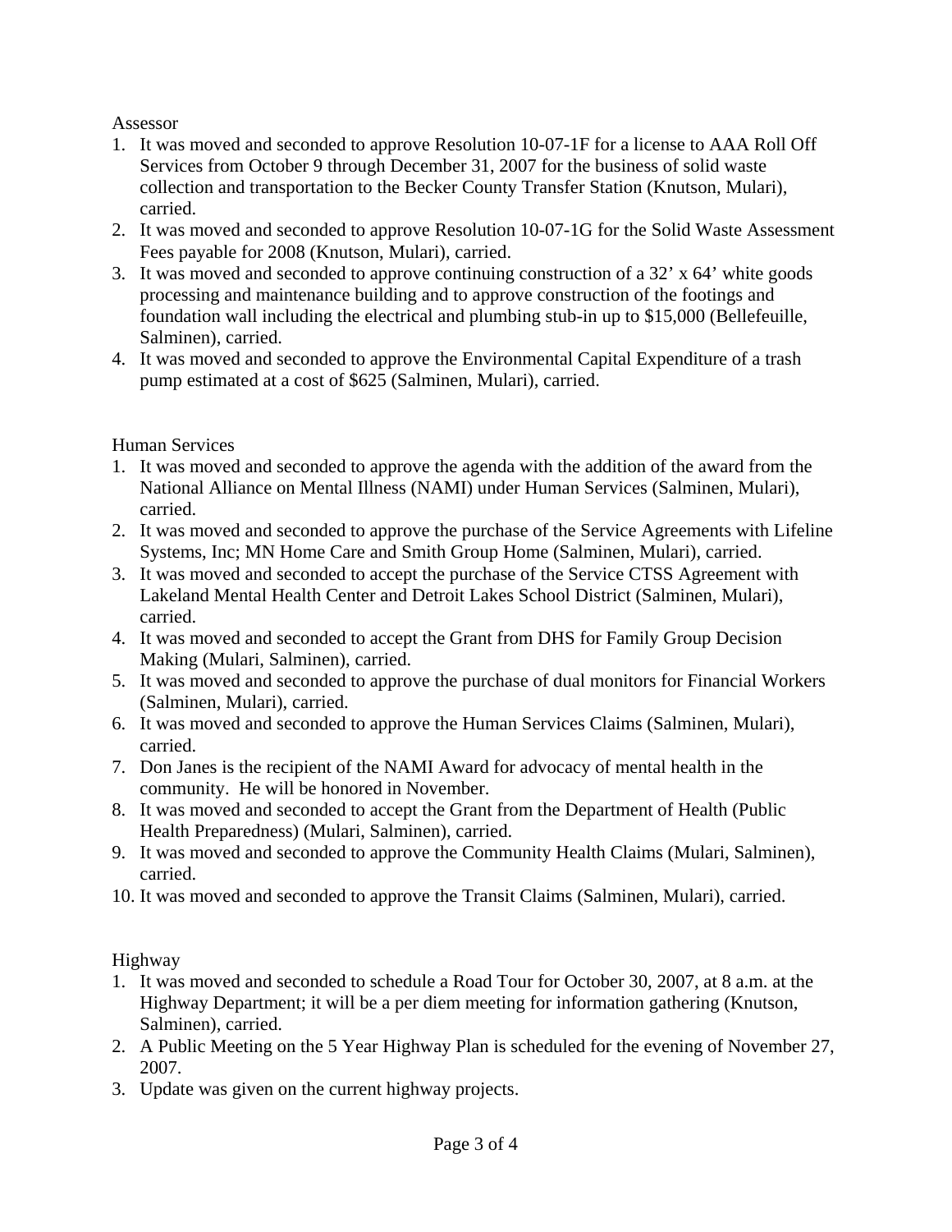Assessor

1. It was moved and seconded to approve Resolution 10-07-1F for a license to AAA Roll Off Services from October 9 through December 31, 2007 for the business of solid waste collection and transportation to the Becker County Transfer Station (Knutson, Mulari), carried.
2. It was moved and seconded to approve Resolution 10-07-1G for the Solid Waste Assessment Fees payable for 2008 (Knutson, Mulari), carried.
3. It was moved and seconded to approve continuing construction of a 32' x 64' white goods processing and maintenance building and to approve construction of the footings and foundation wall including the electrical and plumbing stub-in up to $15,000 (Bellefeuille, Salminen), carried.
4. It was moved and seconded to approve the Environmental Capital Expenditure of a trash pump estimated at a cost of $625 (Salminen, Mulari), carried.

Human Services

1. It was moved and seconded to approve the agenda with the addition of the award from the National Alliance on Mental Illness (NAMI) under Human Services (Salminen, Mulari), carried.
2. It was moved and seconded to approve the purchase of the Service Agreements with Lifeline Systems, Inc; MN Home Care and Smith Group Home (Salminen, Mulari), carried.
3. It was moved and seconded to accept the purchase of the Service CTSS Agreement with Lakeland Mental Health Center and Detroit Lakes School District (Salminen, Mulari), carried.
4. It was moved and seconded to accept the Grant from DHS for Family Group Decision Making (Mulari, Salminen), carried.
5. It was moved and seconded to approve the purchase of dual monitors for Financial Workers (Salminen, Mulari), carried.
6. It was moved and seconded to approve the Human Services Claims (Salminen, Mulari), carried.
7. Don Janes is the recipient of the NAMI Award for advocacy of mental health in the community. He will be honored in November.
8. It was moved and seconded to accept the Grant from the Department of Health (Public Health Preparedness) (Mulari, Salminen), carried.
9. It was moved and seconded to approve the Community Health Claims (Mulari, Salminen), carried.
10. It was moved and seconded to approve the Transit Claims (Salminen, Mulari), carried.

Highway

1. It was moved and seconded to schedule a Road Tour for October 30, 2007, at 8 a.m. at the Highway Department; it will be a per diem meeting for information gathering (Knutson, Salminen), carried.
2. A Public Meeting on the 5 Year Highway Plan is scheduled for the evening of November 27, 2007.
3. Update was given on the current highway projects.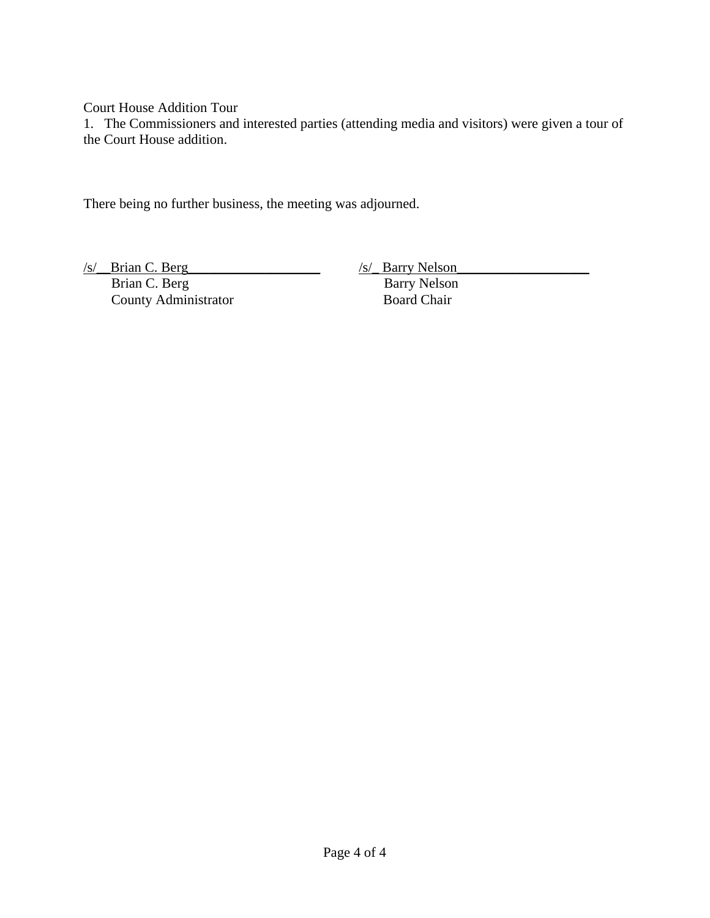Court House Addition Tour

1. The Commissioners and interested parties (attending media and visitors) were given a tour of the Court House addition.

There being no further business, the meeting was adjourned.

| | |
|---|---|
| /s/__Brian C. Berg___________________ | /s/_ Barry Nelson___________________ |
| Brian C. Berg | Barry Nelson |
| County Administrator | Board Chair |